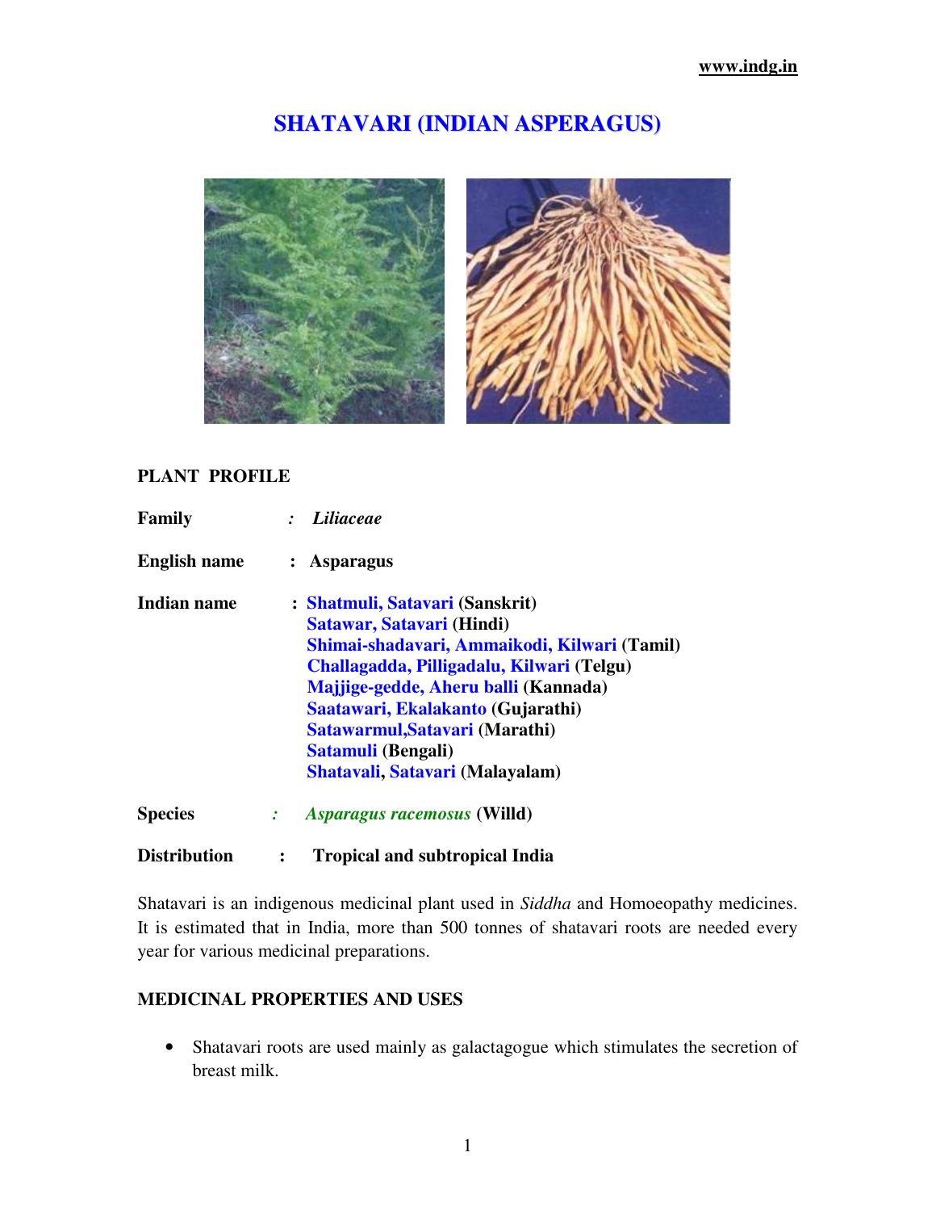# SHATAVARI (INDIAN ASPERAGUS)

**PLANT PROFILE**

**Family** : *Liliaceae*

**English name** : **Asparagus**

**Indian name** : **Shatmuli, Satavari (Sanskrit)**
**Satawar, Satavari (Hindi)**
**Shimai-shadavari, Ammaikodi, Kilwari (Tamil)**
**Challagadda, Pilligadalu, Kilwari (Telgu)**
**Majjige-gedde, Aheru balli (Kannada)**
**Saatawari, Ekalakanto (Gujarathi)**
**Satawarmul,Satavari (Marathi)**
**Satamuli (Bengali)**
**Shatavali, Satavari (Malayalam)**

**Species** : ***Asparagus racemosus*** **(Willd)**

**Distribution** : **Tropical and subtropical India**

Shatavari is an indigenous medicinal plant used in *Siddha* and Homoeopathy medicines. It is estimated that in India, more than 500 tonnes of shatavari roots are needed every year for various medicinal preparations.

**MEDICINAL PROPERTIES AND USES**

- Shatavari roots are used mainly as galactagogue which stimulates the secretion of breast milk.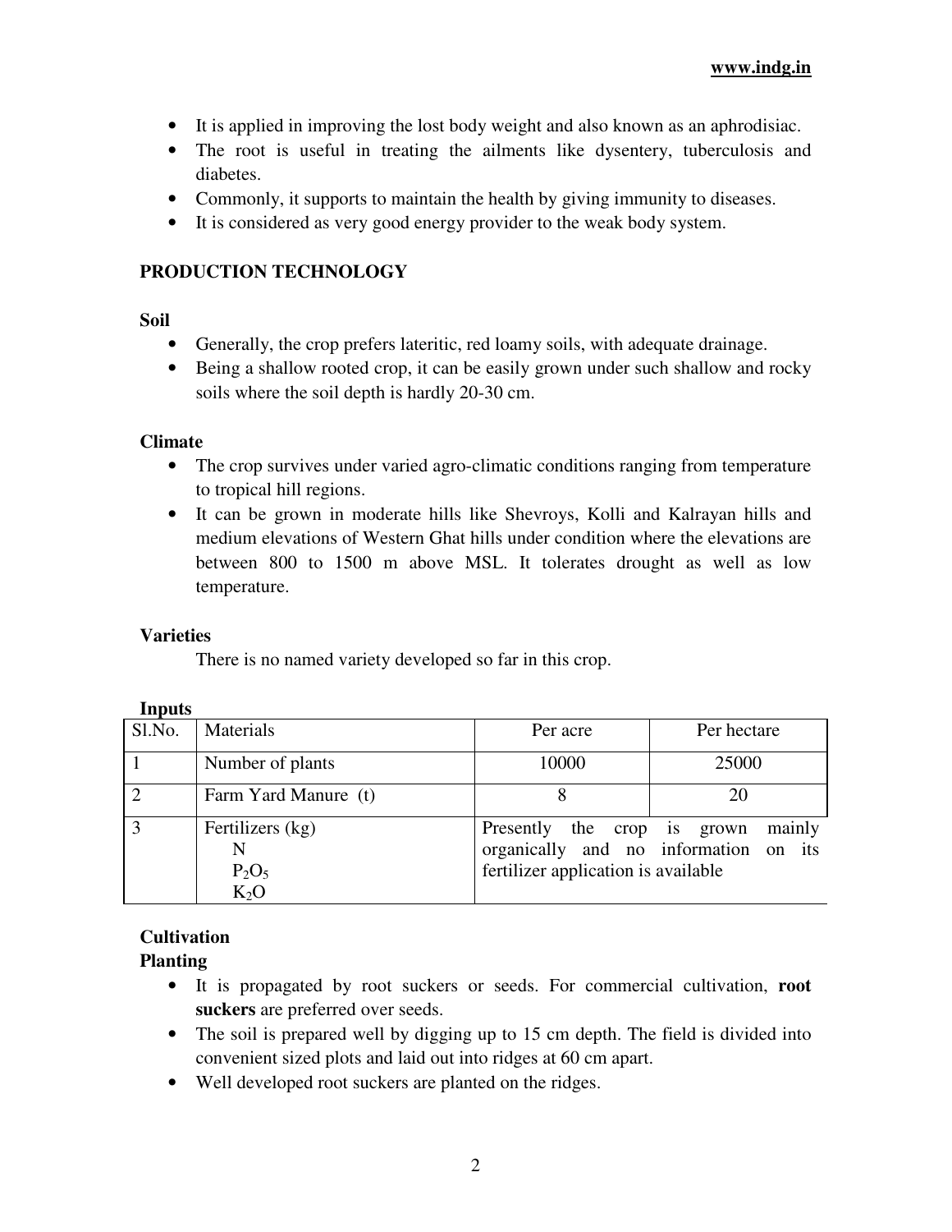- It is applied in improving the lost body weight and also known as an aphrodisiac.
- The root is useful in treating the ailments like dysentery, tuberculosis and diabetes.
- Commonly, it supports to maintain the health by giving immunity to diseases.
- It is considered as very good energy provider to the weak body system.

## PRODUCTION TECHNOLOGY

### Soil

- Generally, the crop prefers lateritic, red loamy soils, with adequate drainage.
- Being a shallow rooted crop, it can be easily grown under such shallow and rocky soils where the soil depth is hardly 20-30 cm.

### Climate

- The crop survives under varied agro-climatic conditions ranging from temperature to tropical hill regions.
- It can be grown in moderate hills like Shevroys, Kolli and Kalrayan hills and medium elevations of Western Ghat hills under condition where the elevations are between 800 to 1500 m above MSL. It tolerates drought as well as low temperature.

### Varieties

There is no named variety developed so far in this crop.

### Inputs

| Sl.No. | Materials | Per acre | Per hectare |
|---|---|---|---|
| 1 | Number of plants | 10000 | 25000 |
| 2 | Farm Yard Manure (t) | 8 | 20 |
| 3 | Fertilizers (kg) N $P_2O_5$ $K_2O$ | Presently the crop is grown mainly organically and no information on its fertilizer application is available | |

### Cultivation

### Planting

- It is propagated by root suckers or seeds. For commercial cultivation, **root suckers** are preferred over seeds.
- The soil is prepared well by digging up to 15 cm depth. The field is divided into convenient sized plots and laid out into ridges at 60 cm apart.
- Well developed root suckers are planted on the ridges.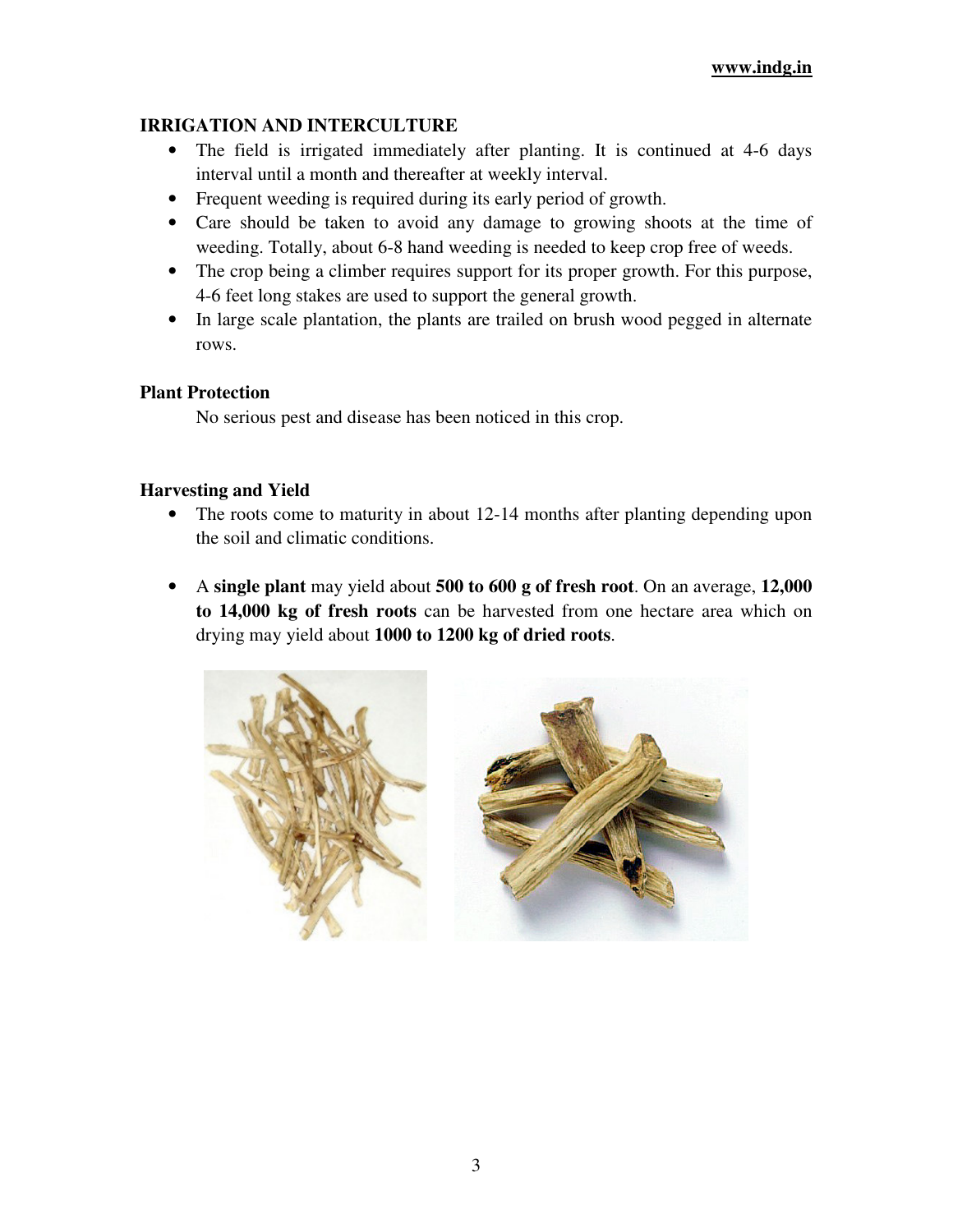## IRRIGATION AND INTERCULTURE

- The field is irrigated immediately after planting. It is continued at 4-6 days interval until a month and thereafter at weekly interval.
- Frequent weeding is required during its early period of growth.
- Care should be taken to avoid any damage to growing shoots at the time of weeding. Totally, about 6-8 hand weeding is needed to keep crop free of weeds.
- The crop being a climber requires support for its proper growth. For this purpose, 4-6 feet long stakes are used to support the general growth.
- In large scale plantation, the plants are trailed on brush wood pegged in alternate rows.

### Plant Protection

No serious pest and disease has been noticed in this crop.

### Harvesting and Yield

- The roots come to maturity in about 12-14 months after planting depending upon the soil and climatic conditions.
- A **single plant** may yield about **500 to 600 g of fresh root**. On an average, **12,000 to 14,000 kg of fresh roots** can be harvested from one hectare area which on drying may yield about **1000 to 1200 kg of dried roots**.